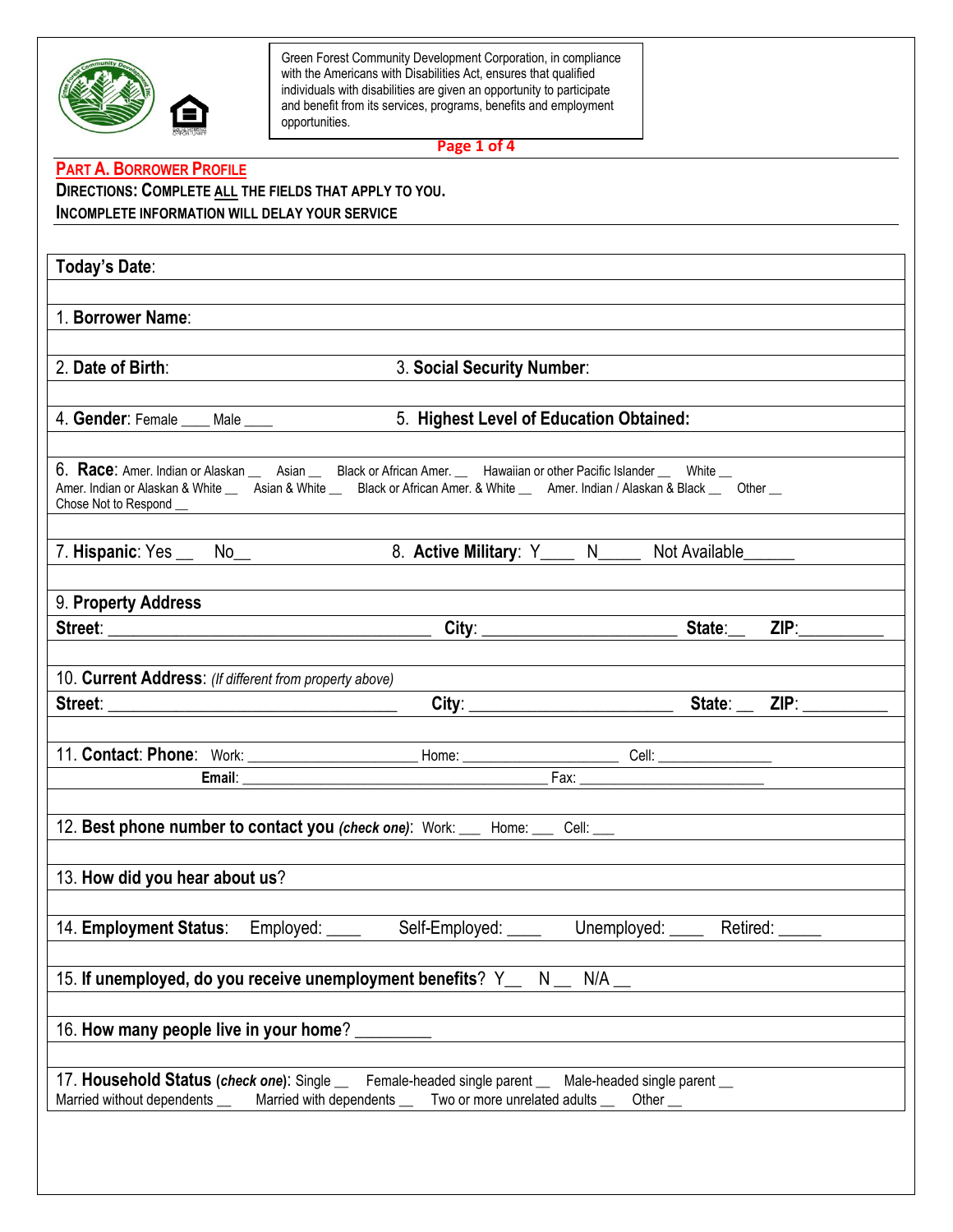Green Forest Community Development Corporation, in compliance with the Americans with Disabilities Act, ensures that qualified individuals with disabilities are given an opportunity to participate and benefit from its services, programs, benefits and employment opportunities.

## PART A. BORROWER PROFILE

**DIRECTIONS: COMPLETE ALL THE FIELDS THAT APPLY TO YOU.**
**INCOMPLETE INFORMATION WILL DELAY YOUR SERVICE**

**Today's Date**:

1. **Borrower Name**:

2. **Date of Birth**: 3. **Social Security Number**:

4. **Gender**: Female ____ Male ____ 5. **Highest Level of Education Obtained:**

6. **Race**: Amer. Indian or Alaskan __ Asian __ Black or African Amer. __ Hawaiian or other Pacific Islander __ White __ Amer. Indian or Alaskan & White __ Asian & White __ Black or African Amer. & White __ Amer. Indian / Alaskan & Black __ Other __ Chose Not to Respond __

7. **Hispanic**: Yes __ No__ 8. **Active Military**: Y____ N_____ Not Available______

9. **Property Address**
**Street**: ________________________________________ **City**: ______________________ **State**:__ **ZIP**:__________

10. **Current Address**: *(If different from property above)*
**Street**: ____________________________________ **City**: ________________________ **State**: __ **ZIP**: __________

11. **Contact**: **Phone**: Work: ______________________ Home: ____________________ Cell: _______________
**Email**: ________________________________________ Fax: ________________________

12. **Best phone number to contact you** ***(check one)***: Work: ___ Home: ___ Cell: ___

13. **How did you hear about us**?

14. **Employment Status**: Employed: ____ Self-Employed: ____ Unemployed: ____ Retired: _____

15. **If unemployed, do you receive unemployment benefits**? Y__ N __ N/A __

16. **How many people live in your home**? _________

17. **Household Status** (***check one***): Single __ Female-headed single parent __ Male-headed single parent __ Married without dependents __ Married with dependents __ Two or more unrelated adults __ Other __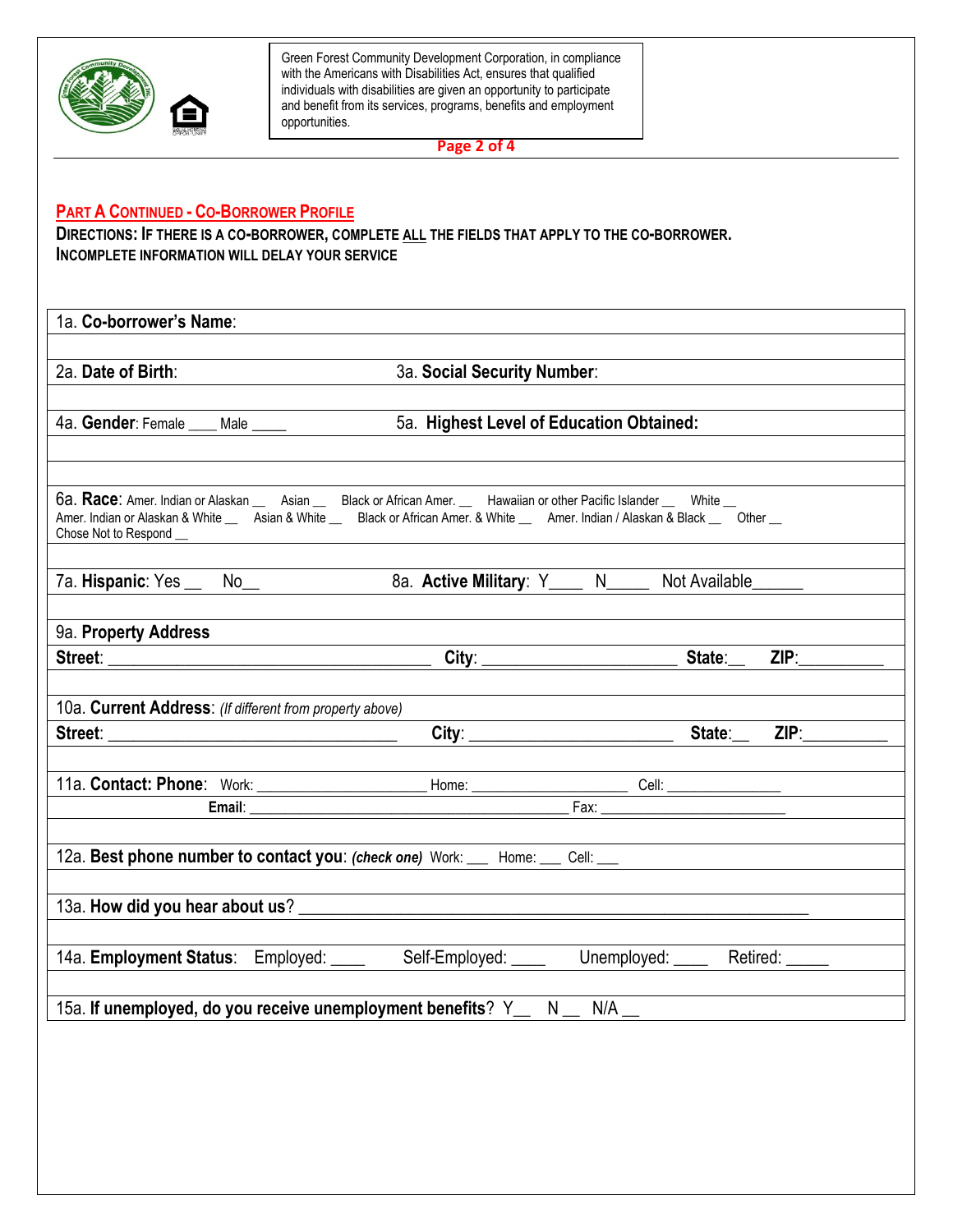Green Forest Community Development Corporation, in compliance with the Americans with Disabilities Act, ensures that qualified individuals with disabilities are given an opportunity to participate and benefit from its services, programs, benefits and employment opportunities.

## PART A CONTINUED - CO-BORROWER PROFILE

**DIRECTIONS: IF THERE IS A CO-BORROWER, COMPLETE ALL THE FIELDS THAT APPLY TO THE CO-BORROWER. INCOMPLETE INFORMATION WILL DELAY YOUR SERVICE**

1a. **Co-borrower's Name**:

2a. **Date of Birth**: 3a. **Social Security Number**:

4a. **Gender**: Female ____ Male _____ 5a. **Highest Level of Education Obtained:**

6a. **Race**: Amer. Indian or Alaskan __ Asian __ Black or African Amer. __ Hawaiian or other Pacific Islander __ White __ Amer. Indian or Alaskan & White __ Asian & White __ Black or African Amer. & White __ Amer. Indian / Alaskan & Black __ Other __ Chose Not to Respond __

7a. **Hispanic**: Yes __ No__ 8a. **Active Military**: Y____ N_____ Not Available______

9a. **Property Address**

**Street**: ________________________ **City**: ______________________ **State**:__ **ZIP**:__________

10a. **Current Address**: *(If different from property above)*

**Street**: ________________________ **City**: ______________________ **State**:__ **ZIP**:__________

11a. **Contact: Phone**: Work: ____________________ Home: ____________________ Cell: _______________

**Email**: ____________________________________________ Fax: _________________________

12a. **Best phone number to contact you**: ***(check one)*** Work: ___ Home: ___ Cell: ___

13a. **How did you hear about us**? ___________________________________________________________

14a. **Employment Status**: Employed: ____ Self-Employed: ____ Unemployed: ____ Retired: _____

15a. **If unemployed, do you receive unemployment benefits**? Y__ N __ N/A __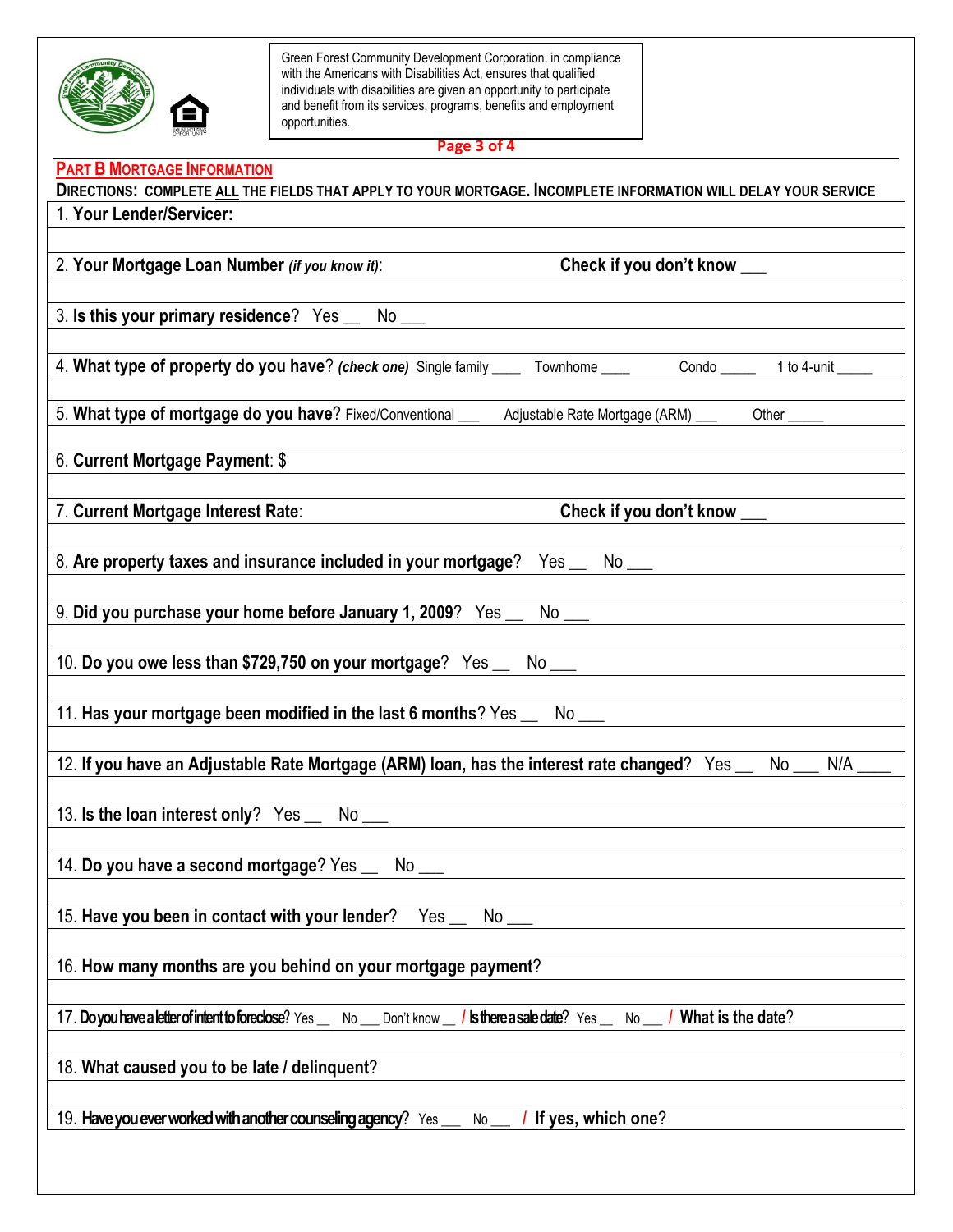Green Forest Community Development Corporation, in compliance with the Americans with Disabilities Act, ensures that qualified individuals with disabilities are given an opportunity to participate and benefit from its services, programs, benefits and employment opportunities.

## PART B MORTGAGE INFORMATION

**DIRECTIONS: COMPLETE ALL THE FIELDS THAT APPLY TO YOUR MORTGAGE. INCOMPLETE INFORMATION WILL DELAY YOUR SERVICE**

1. **Your Lender/Servicer:**

2. **Your Mortgage Loan Number** ***(if you know it)***: **Check if you don't know** ___

3. **Is this your primary residence**? Yes __ No ___

4. **What type of property do you have?** ***(check one)*** Single family ____ Townhome ____ Condo _____ 1 to 4-unit _____

5. **What type of mortgage do you have?** Fixed/Conventional ___ Adjustable Rate Mortgage (ARM) ___ Other _____

6. **Current Mortgage Payment**: $

7. **Current Mortgage Interest Rate**: **Check if you don't know** ___

8. **Are property taxes and insurance included in your mortgage**? Yes __ No ___

9. **Did you purchase your home before January 1, 2009**? Yes __ No ___

10. **Do you owe less than $729,750 on your mortgage**? Yes __ No ___

11. **Has your mortgage been modified in the last 6 months**? Yes __ No ___

12. **If you have an Adjustable Rate Mortgage (ARM) loan, has the interest rate changed**? Yes __ No ___ N/A ____

13. **Is the loan interest only**? Yes __ No ___

14. **Do you have a second mortgage**? Yes __ No ___

15. **Have you been in contact with your lender**? Yes __ No ___

16. **How many months are you behind on your mortgage payment**?

17. **Do you have a letter of intent to foreclose**? Yes __ No ___ Don't know __ / **Is there a sale date**? Yes __ No ___ / **What is the date**?

18. **What caused you to be late / delinquent**?

19. **Have you ever worked with another counseling agency**? Yes ___ No ___ / **If yes, which one**?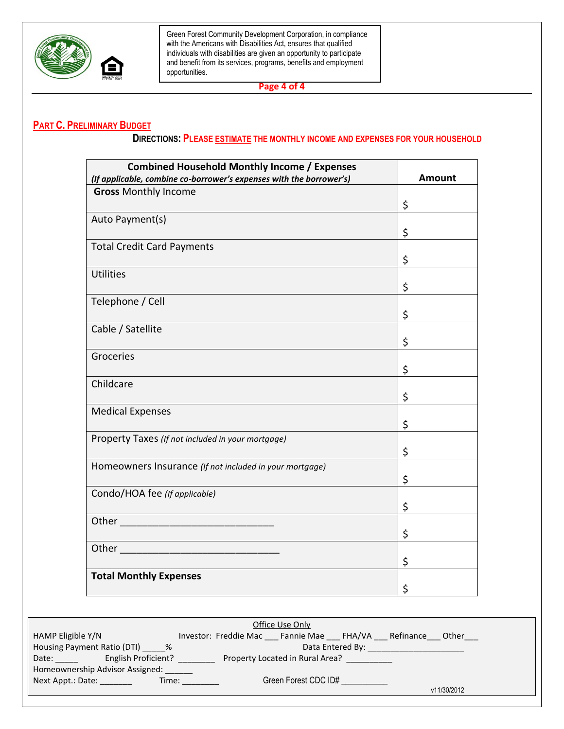Green Forest Community Development Corporation, in compliance with the Americans with Disabilities Act, ensures that qualified individuals with disabilities are given an opportunity to participate and benefit from its services, programs, benefits and employment opportunities.

## PART C. PRELIMINARY BUDGET

**DIRECTIONS: PLEASE ESTIMATE THE MONTHLY INCOME AND EXPENSES FOR YOUR HOUSEHOLD**

| **Combined Household Monthly Income / Expenses** *(If applicable, combine co-borrower's expenses with the borrower's)* | **Amount** |
|---|---|
| **Gross** Monthly Income | $ |
| Auto Payment(s) | $ |
| Total Credit Card Payments | $ |
| Utilities | $ |
| Telephone / Cell | $ |
| Cable / Satellite | $ |
| Groceries | $ |
| Childcare | $ |
| Medical Expenses | $ |
| Property Taxes *(If not included in your mortgage)* | $ |
| Homeowners Insurance *(If not included in your mortgage)* | $ |
| Condo/HOA fee *(If applicable)* | $ |
| Other ____________________________ | $ |
| Other _____________________________ | $ |
| **Total Monthly Expenses** | $ |

Office Use Only

HAMP Eligible Y/N    Investor: Freddie Mac ___ Fannie Mae ___ FHA/VA ___ Refinance___ Other___

Housing Payment Ratio (DTI) _____%    Data Entered By: ____________________

Date: _____    English Proficient? ________    Property Located in Rural Area? __________

Homeownership Advisor Assigned: ______

Next Appt.: Date: _______    Time: ________    Green Forest CDC ID# __________

v11/30/2012